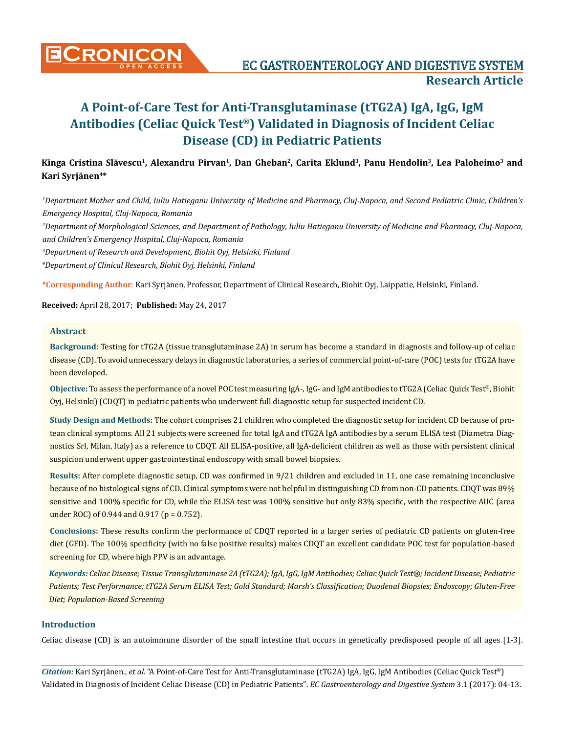# A Point-of-Care Test for Anti-Transglutaminase (tTG2A) IgA, IgG, IgM Antibodies (Celiac Quick Test®) Validated in Diagnosis of Incident Celiac Disease (CD) in Pediatric Patients

**Kinga Cristina Slăvescu[1], Alexandru Pirvan[1], Dan Gheban[2], Carita Eklund[3], Panu Hendolin[3], Lea Paloheimo[3] and Kari Syrjänen[4]***

*[1]Department Mother and Child, Iuliu Hatieganu University of Medicine and Pharmacy, Cluj-Napoca, and Second Pediatric Clinic, Children's Emergency Hospital, Cluj-Napoca, Romania*

*[2]Department of Morphological Sciences, and Department of Pathology, Iuliu Hatieganu University of Medicine and Pharmacy, Cluj-Napoca, and Children's Emergency Hospital, Cluj-Napoca, Romania*

*[3]Department of Research and Development, Biohit Oyj, Helsinki, Finland*

*[4]Department of Clinical Research, Biohit Oyj, Helsinki, Finland*

**\*Corresponding Author:** Kari Syrjänen, Professor, Department of Clinical Research, Biohit Oyj, Laippatie, Helsinki, Finland.

**Received:** April 28, 2017; **Published:** May 24, 2017

## Abstract

**Background:** Testing for tTG2A (tissue transglutaminase 2A) in serum has become a standard in diagnosis and follow-up of celiac disease (CD). To avoid unnecessary delays in diagnostic laboratories, a series of commercial point-of-care (POC) tests for tTG2A have been developed.

**Objective:** To assess the performance of a novel POC test measuring IgA-, IgG- and IgM antibodies to tTG2A (Celiac Quick Test®, Biohit Oyj, Helsinki) (CDQT) in pediatric patients who underwent full diagnostic setup for suspected incident CD.

**Study Design and Methods:** The cohort comprises 21 children who completed the diagnostic setup for incident CD because of protean clinical symptoms. All 21 subjects were screened for total IgA and tTG2A IgA antibodies by a serum ELISA test (Diametra Diagnostics Srl, Milan, Italy) as a reference to CDQT. All ELISA-positive, all IgA-deficient children as well as those with persistent clinical suspicion underwent upper gastrointestinal endoscopy with small bowel biopsies.

**Results:** After complete diagnostic setup, CD was confirmed in 9/21 children and excluded in 11, one case remaining inconclusive because of no histological signs of CD. Clinical symptoms were not helpful in distinguishing CD from non-CD patients. CDQT was 89% sensitive and 100% specific for CD, while the ELISA test was 100% sensitive but only 83% specific, with the respective AUC (area under ROC) of 0.944 and 0.917 ($p = 0.752$).

**Conclusions:** These results confirm the performance of CDQT reported in a larger series of pediatric CD patients on gluten-free diet (GFD). The 100% specificity (with no false positive results) makes CDQT an excellent candidate POC test for population-based screening for CD, where high PPV is an advantage.

***Keywords:** Celiac Disease; Tissue Transglutaminase 2A (tTG2A); IgA, IgG, IgM Antibodies; Celiac Quick Test®; Incident Disease; Pediatric Patients; Test Performance; tTG2A Serum ELISA Test; Gold Standard; Marsh's Classification; Duodenal Biopsies; Endoscopy; Gluten-Free Diet; Population-Based Screening*

## Introduction

Celiac disease (CD) is an autoimmune disorder of the small intestine that occurs in genetically predisposed people of all ages [1-3].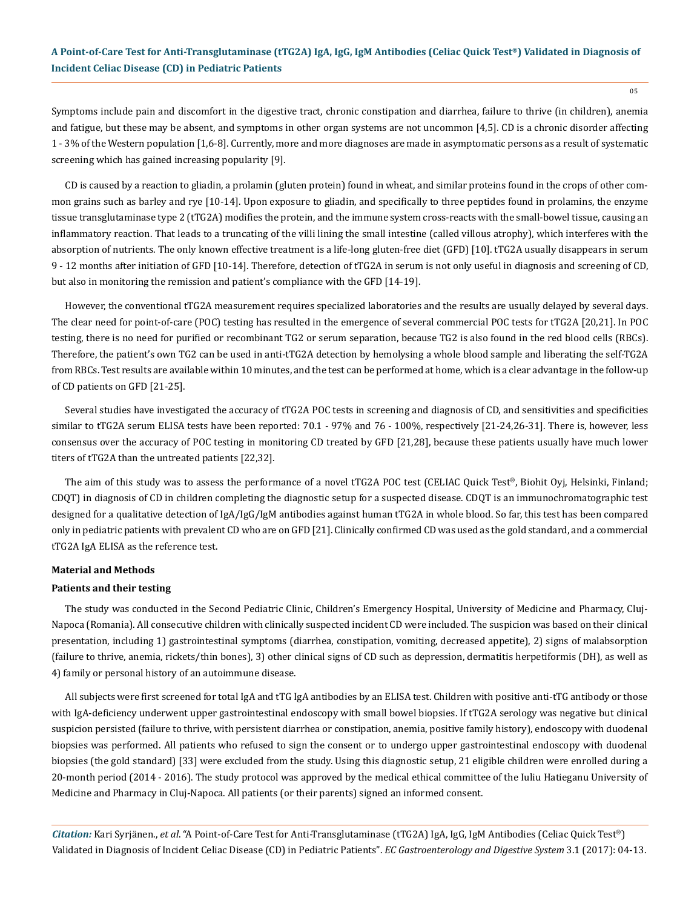Symptoms include pain and discomfort in the digestive tract, chronic constipation and diarrhea, failure to thrive (in children), anemia and fatigue, but these may be absent, and symptoms in other organ systems are not uncommon [4,5]. CD is a chronic disorder affecting 1 - 3% of the Western population [1,6-8]. Currently, more and more diagnoses are made in asymptomatic persons as a result of systematic screening which has gained increasing popularity [9].

CD is caused by a reaction to gliadin, a prolamin (gluten protein) found in wheat, and similar proteins found in the crops of other common grains such as barley and rye [10-14]. Upon exposure to gliadin, and specifically to three peptides found in prolamins, the enzyme tissue transglutaminase type 2 (tTG2A) modifies the protein, and the immune system cross-reacts with the small-bowel tissue, causing an inflammatory reaction. That leads to a truncating of the villi lining the small intestine (called villous atrophy), which interferes with the absorption of nutrients. The only known effective treatment is a life-long gluten-free diet (GFD) [10]. tTG2A usually disappears in serum 9 - 12 months after initiation of GFD [10-14]. Therefore, detection of tTG2A in serum is not only useful in diagnosis and screening of CD, but also in monitoring the remission and patient's compliance with the GFD [14-19].

However, the conventional tTG2A measurement requires specialized laboratories and the results are usually delayed by several days. The clear need for point-of-care (POC) testing has resulted in the emergence of several commercial POC tests for tTG2A [20,21]. In POC testing, there is no need for purified or recombinant TG2 or serum separation, because TG2 is also found in the red blood cells (RBCs). Therefore, the patient's own TG2 can be used in anti-tTG2A detection by hemolysing a whole blood sample and liberating the self-TG2A from RBCs. Test results are available within 10 minutes, and the test can be performed at home, which is a clear advantage in the follow-up of CD patients on GFD [21-25].

Several studies have investigated the accuracy of tTG2A POC tests in screening and diagnosis of CD, and sensitivities and specificities similar to tTG2A serum ELISA tests have been reported: 70.1 - 97% and 76 - 100%, respectively [21-24,26-31]. There is, however, less consensus over the accuracy of POC testing in monitoring CD treated by GFD [21,28], because these patients usually have much lower titers of tTG2A than the untreated patients [22,32].

The aim of this study was to assess the performance of a novel tTG2A POC test (CELIAC Quick Test®, Biohit Oyj, Helsinki, Finland; CDQT) in diagnosis of CD in children completing the diagnostic setup for a suspected disease. CDQT is an immunochromatographic test designed for a qualitative detection of IgA/IgG/IgM antibodies against human tTG2A in whole blood. So far, this test has been compared only in pediatric patients with prevalent CD who are on GFD [21]. Clinically confirmed CD was used as the gold standard, and a commercial tTG2A IgA ELISA as the reference test.

## Material and Methods

### Patients and their testing

The study was conducted in the Second Pediatric Clinic, Children's Emergency Hospital, University of Medicine and Pharmacy, Cluj-Napoca (Romania). All consecutive children with clinically suspected incident CD were included. The suspicion was based on their clinical presentation, including 1) gastrointestinal symptoms (diarrhea, constipation, vomiting, decreased appetite), 2) signs of malabsorption (failure to thrive, anemia, rickets/thin bones), 3) other clinical signs of CD such as depression, dermatitis herpetiformis (DH), as well as 4) family or personal history of an autoimmune disease.

All subjects were first screened for total IgA and tTG IgA antibodies by an ELISA test. Children with positive anti-tTG antibody or those with IgA-deficiency underwent upper gastrointestinal endoscopy with small bowel biopsies. If tTG2A serology was negative but clinical suspicion persisted (failure to thrive, with persistent diarrhea or constipation, anemia, positive family history), endoscopy with duodenal biopsies was performed. All patients who refused to sign the consent or to undergo upper gastrointestinal endoscopy with duodenal biopsies (the gold standard) [33] were excluded from the study. Using this diagnostic setup, 21 eligible children were enrolled during a 20-month period (2014 - 2016). The study protocol was approved by the medical ethical committee of the Iuliu Hatieganu University of Medicine and Pharmacy in Cluj-Napoca. All patients (or their parents) signed an informed consent.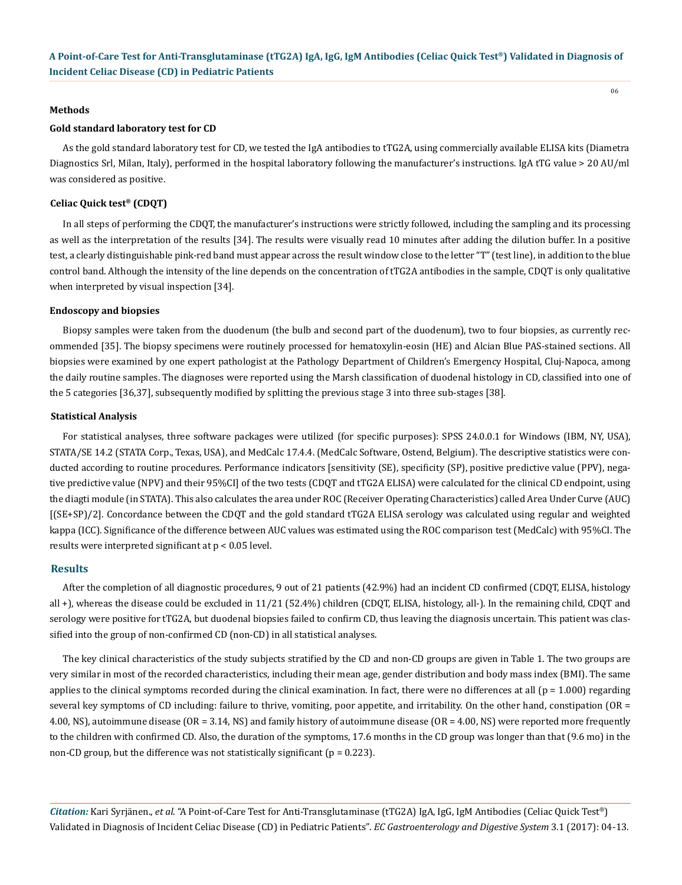## Methods

### Gold standard laboratory test for CD

As the gold standard laboratory test for CD, we tested the IgA antibodies to tTG2A, using commercially available ELISA kits (Diametra Diagnostics Srl, Milan, Italy), performed in the hospital laboratory following the manufacturer's instructions. IgA tTG value > 20 AU/ml was considered as positive.

### Celiac Quick test® (CDQT)

In all steps of performing the CDQT, the manufacturer's instructions were strictly followed, including the sampling and its processing as well as the interpretation of the results [34]. The results were visually read 10 minutes after adding the dilution buffer. In a positive test, a clearly distinguishable pink-red band must appear across the result window close to the letter "T" (test line), in addition to the blue control band. Although the intensity of the line depends on the concentration of tTG2A antibodies in the sample, CDQT is only qualitative when interpreted by visual inspection [34].

### Endoscopy and biopsies

Biopsy samples were taken from the duodenum (the bulb and second part of the duodenum), two to four biopsies, as currently recommended [35]. The biopsy specimens were routinely processed for hematoxylin-eosin (HE) and Alcian Blue PAS-stained sections. All biopsies were examined by one expert pathologist at the Pathology Department of Children's Emergency Hospital, Cluj-Napoca, among the daily routine samples. The diagnoses were reported using the Marsh classification of duodenal histology in CD, classified into one of the 5 categories [36,37], subsequently modified by splitting the previous stage 3 into three sub-stages [38].

### Statistical Analysis

For statistical analyses, three software packages were utilized (for specific purposes): SPSS 24.0.0.1 for Windows (IBM, NY, USA), STATA/SE 14.2 (STATA Corp., Texas, USA), and MedCalc 17.4.4. (MedCalc Software, Ostend, Belgium). The descriptive statistics were conducted according to routine procedures. Performance indicators [sensitivity (SE), specificity (SP), positive predictive value (PPV), negative predictive value (NPV) and their 95%CI] of the two tests (CDQT and tTG2A ELISA) were calculated for the clinical CD endpoint, using the diagti module (in STATA). This also calculates the area under ROC (Receiver Operating Characteristics) called Area Under Curve (AUC) [(SE+SP)/2]. Concordance between the CDQT and the gold standard tTG2A ELISA serology was calculated using regular and weighted kappa (ICC). Significance of the difference between AUC values was estimated using the ROC comparison test (MedCalc) with 95%CI. The results were interpreted significant at $p < 0.05$ level.

## Results

After the completion of all diagnostic procedures, 9 out of 21 patients (42.9%) had an incident CD confirmed (CDQT, ELISA, histology all +), whereas the disease could be excluded in 11/21 (52.4%) children (CDQT, ELISA, histology, all-). In the remaining child, CDQT and serology were positive for tTG2A, but duodenal biopsies failed to confirm CD, thus leaving the diagnosis uncertain. This patient was classified into the group of non-confirmed CD (non-CD) in all statistical analyses.

The key clinical characteristics of the study subjects stratified by the CD and non-CD groups are given in Table 1. The two groups are very similar in most of the recorded characteristics, including their mean age, gender distribution and body mass index (BMI). The same applies to the clinical symptoms recorded during the clinical examination. In fact, there were no differences at all ($p = 1.000$) regarding several key symptoms of CD including: failure to thrive, vomiting, poor appetite, and irritability. On the other hand, constipation (OR = 4.00, NS), autoimmune disease (OR = 3.14, NS) and family history of autoimmune disease (OR = 4.00, NS) were reported more frequently to the children with confirmed CD. Also, the duration of the symptoms, 17.6 months in the CD group was longer than that (9.6 mo) in the non-CD group, but the difference was not statistically significant ($p = 0.223$).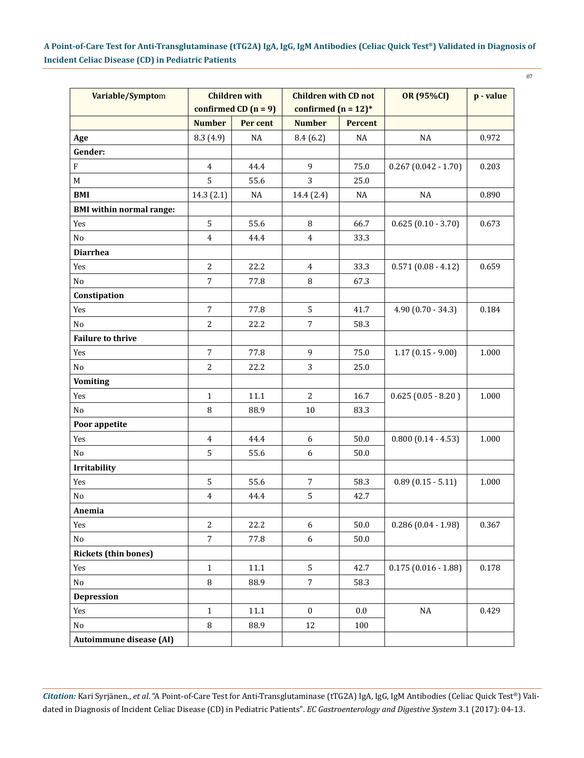| Variable/Symptom | Children with confirmed CD (n = 9) | | Children with CD not confirmed (n = 12)* | | OR (95%CI) | p - value |
|---|---|---|---|---|---|---|
| | Number | Per cent | Number | Percent | | |
| **Age** | 8.3 (4.9) | NA | 8.4 (6.2) | NA | NA | 0.972 |
| **Gender:** | | | | | | |
| F | 4 | 44.4 | 9 | 75.0 | 0.267 (0.042 - 1.70) | 0.203 |
| M | 5 | 55.6 | 3 | 25.0 | | |
| **BMI** | 14.3 (2.1) | NA | 14.4 (2.4) | NA | NA | 0.890 |
| **BMI within normal range:** | | | | | | |
| Yes | 5 | 55.6 | 8 | 66.7 | 0.625 (0.10 - 3.70) | 0.673 |
| No | 4 | 44.4 | 4 | 33.3 | | |
| **Diarrhea** | | | | | | |
| Yes | 2 | 22.2 | 4 | 33.3 | 0.571 (0.08 - 4.12) | 0.659 |
| No | 7 | 77.8 | 8 | 67.3 | | |
| **Constipation** | | | | | | |
| Yes | 7 | 77.8 | 5 | 41.7 | 4.90 (0.70 - 34.3) | 0.184 |
| No | 2 | 22.2 | 7 | 58.3 | | |
| **Failure to thrive** | | | | | | |
| Yes | 7 | 77.8 | 9 | 75.0 | 1.17 (0.15 - 9.00) | 1.000 |
| No | 2 | 22.2 | 3 | 25.0 | | |
| **Vomiting** | | | | | | |
| Yes | 1 | 11.1 | 2 | 16.7 | 0.625 (0.05 - 8.20 ) | 1.000 |
| No | 8 | 88.9 | 10 | 83.3 | | |
| **Poor appetite** | | | | | | |
| Yes | 4 | 44.4 | 6 | 50.0 | 0.800 (0.14 - 4.53) | 1.000 |
| No | 5 | 55.6 | 6 | 50.0 | | |
| **Irritability** | | | | | | |
| Yes | 5 | 55.6 | 7 | 58.3 | 0.89 (0.15 - 5.11) | 1.000 |
| No | 4 | 44.4 | 5 | 42.7 | | |
| **Anemia** | | | | | | |
| Yes | 2 | 22.2 | 6 | 50.0 | 0.286 (0.04 - 1.98) | 0.367 |
| No | 7 | 77.8 | 6 | 50.0 | | |
| **Rickets (thin bones)** | | | | | | |
| Yes | 1 | 11.1 | 5 | 42.7 | 0.175 (0.016 - 1.88) | 0.178 |
| No | 8 | 88.9 | 7 | 58.3 | | |
| **Depression** | | | | | | |
| Yes | 1 | 11.1 | 0 | 0.0 | NA | 0.429 |
| No | 8 | 88.9 | 12 | 100 | | |
| **Autoimmune disease (AI)** | | | | | | |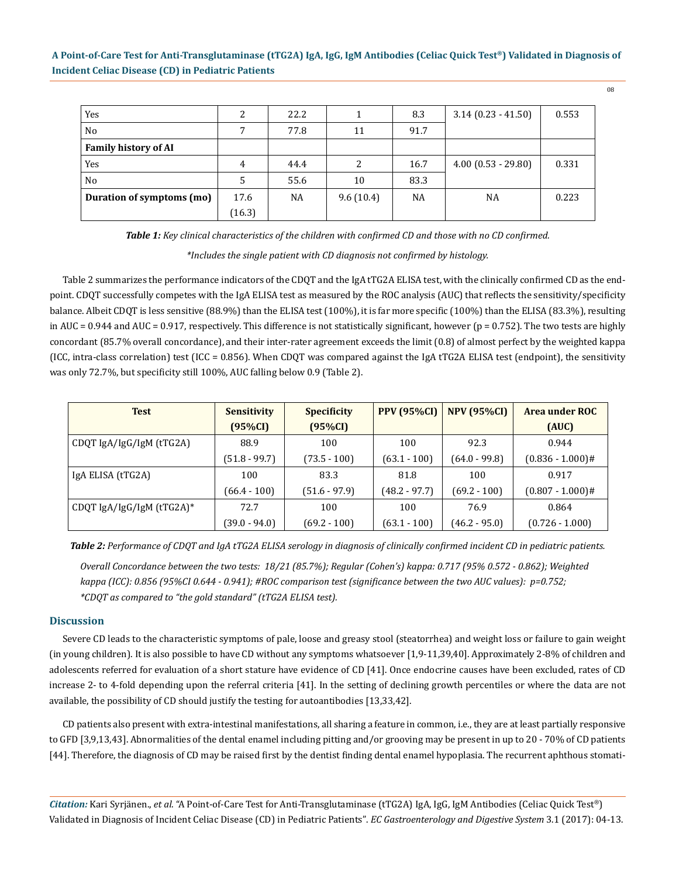| | | | | | | |
|---|---|---|---|---|---|---|
| Yes | 2 | 22.2 | 1 | 8.3 | 3.14 (0.23 - 41.50) | 0.553 |
| No | 7 | 77.8 | 11 | 91.7 | | |
| **Family history of AI** | | | | | | |
| Yes | 4 | 44.4 | 2 | 16.7 | 4.00 (0.53 - 29.80) | 0.331 |
| No | 5 | 55.6 | 10 | 83.3 | | |
| **Duration of symptoms (mo)** | 17.6 (16.3) | NA | 9.6 (10.4) | NA | NA | 0.223 |

***Table 1:*** *Key clinical characteristics of the children with confirmed CD and those with no CD confirmed.*

*\*Includes the single patient with CD diagnosis not confirmed by histology.*

Table 2 summarizes the performance indicators of the CDQT and the IgA tTG2A ELISA test, with the clinically confirmed CD as the endpoint. CDQT successfully competes with the IgA ELISA test as measured by the ROC analysis (AUC) that reflects the sensitivity/specificity balance. Albeit CDQT is less sensitive (88.9%) than the ELISA test (100%), it is far more specific (100%) than the ELISA (83.3%), resulting in AUC = 0.944 and AUC = 0.917, respectively. This difference is not statistically significant, however (p = 0.752). The two tests are highly concordant (85.7% overall concordance), and their inter-rater agreement exceeds the limit (0.8) of almost perfect by the weighted kappa (ICC, intra-class correlation) test (ICC = 0.856). When CDQT was compared against the IgA tTG2A ELISA test (endpoint), the sensitivity was only 72.7%, but specificity still 100%, AUC falling below 0.9 (Table 2).

| Test | Sensitivity (95%CI) | Specificity (95%CI) | PPV (95%CI) | NPV (95%CI) | Area under ROC (AUC) |
|---|---|---|---|---|---|
| CDQT IgA/IgG/IgM (tTG2A) | 88.9 (51.8 - 99.7) | 100 (73.5 - 100) | 100 (63.1 - 100) | 92.3 (64.0 - 99.8) | 0.944 (0.836 - 1.000)# |
| IgA ELISA (tTG2A) | 100 (66.4 - 100) | 83.3 (51.6 - 97.9) | 81.8 (48.2 - 97.7) | 100 (69.2 - 100) | 0.917 (0.807 - 1.000)# |
| CDQT IgA/IgG/IgM (tTG2A)* | 72.7 (39.0 - 94.0) | 100 (69.2 - 100) | 100 (63.1 - 100) | 76.9 (46.2 - 95.0) | 0.864 (0.726 - 1.000) |

***Table 2:*** *Performance of CDQT and IgA tTG2A ELISA serology in diagnosis of clinically confirmed incident CD in pediatric patients.*

*Overall Concordance between the two tests: 18/21 (85.7%); Regular (Cohen's) kappa: 0.717 (95% 0.572 - 0.862); Weighted kappa (ICC): 0.856 (95%CI 0.644 - 0.941); #ROC comparison test (significance between the two AUC values): p=0.752; \*CDQT as compared to "the gold standard" (tTG2A ELISA test).*

## Discussion

Severe CD leads to the characteristic symptoms of pale, loose and greasy stool (steatorrhea) and weight loss or failure to gain weight (in young children). It is also possible to have CD without any symptoms whatsoever [1,9-11,39,40]. Approximately 2-8% of children and adolescents referred for evaluation of a short stature have evidence of CD [41]. Once endocrine causes have been excluded, rates of CD increase 2- to 4-fold depending upon the referral criteria [41]. In the setting of declining growth percentiles or where the data are not available, the possibility of CD should justify the testing for autoantibodies [13,33,42].

CD patients also present with extra-intestinal manifestations, all sharing a feature in common, i.e., they are at least partially responsive to GFD [3,9,13,43]. Abnormalities of the dental enamel including pitting and/or grooving may be present in up to 20 - 70% of CD patients [44]. Therefore, the diagnosis of CD may be raised first by the dentist finding dental enamel hypoplasia. The recurrent aphthous stomati-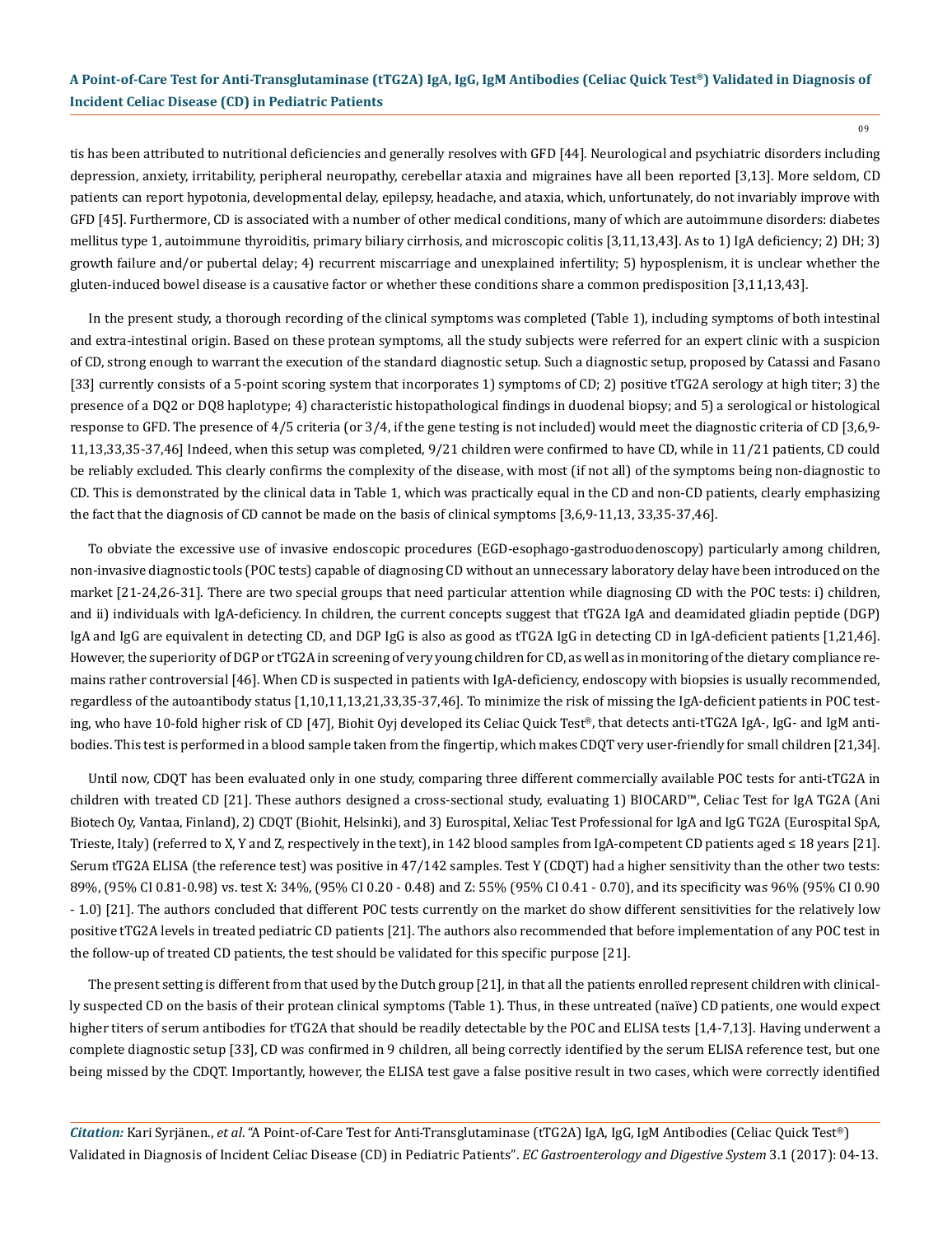tis has been attributed to nutritional deficiencies and generally resolves with GFD [44]. Neurological and psychiatric disorders including depression, anxiety, irritability, peripheral neuropathy, cerebellar ataxia and migraines have all been reported [3,13]. More seldom, CD patients can report hypotonia, developmental delay, epilepsy, headache, and ataxia, which, unfortunately, do not invariably improve with GFD [45]. Furthermore, CD is associated with a number of other medical conditions, many of which are autoimmune disorders: diabetes mellitus type 1, autoimmune thyroiditis, primary biliary cirrhosis, and microscopic colitis [3,11,13,43]. As to 1) IgA deficiency; 2) DH; 3) growth failure and/or pubertal delay; 4) recurrent miscarriage and unexplained infertility; 5) hyposplenism, it is unclear whether the gluten-induced bowel disease is a causative factor or whether these conditions share a common predisposition [3,11,13,43].

In the present study, a thorough recording of the clinical symptoms was completed (Table 1), including symptoms of both intestinal and extra-intestinal origin. Based on these protean symptoms, all the study subjects were referred for an expert clinic with a suspicion of CD, strong enough to warrant the execution of the standard diagnostic setup. Such a diagnostic setup, proposed by Catassi and Fasano [33] currently consists of a 5-point scoring system that incorporates 1) symptoms of CD; 2) positive tTG2A serology at high titer; 3) the presence of a DQ2 or DQ8 haplotype; 4) characteristic histopathological findings in duodenal biopsy; and 5) a serological or histological response to GFD. The presence of 4/5 criteria (or 3/4, if the gene testing is not included) would meet the diagnostic criteria of CD [3,6,9-11,13,33,35-37,46] Indeed, when this setup was completed, 9/21 children were confirmed to have CD, while in 11/21 patients, CD could be reliably excluded. This clearly confirms the complexity of the disease, with most (if not all) of the symptoms being non-diagnostic to CD. This is demonstrated by the clinical data in Table 1, which was practically equal in the CD and non-CD patients, clearly emphasizing the fact that the diagnosis of CD cannot be made on the basis of clinical symptoms [3,6,9-11,13, 33,35-37,46].

To obviate the excessive use of invasive endoscopic procedures (EGD-esophago-gastroduodenoscopy) particularly among children, non-invasive diagnostic tools (POC tests) capable of diagnosing CD without an unnecessary laboratory delay have been introduced on the market [21-24,26-31]. There are two special groups that need particular attention while diagnosing CD with the POC tests: i) children, and ii) individuals with IgA-deficiency. In children, the current concepts suggest that tTG2A IgA and deamidated gliadin peptide (DGP) IgA and IgG are equivalent in detecting CD, and DGP IgG is also as good as tTG2A IgG in detecting CD in IgA-deficient patients [1,21,46]. However, the superiority of DGP or tTG2A in screening of very young children for CD, as well as in monitoring of the dietary compliance remains rather controversial [46]. When CD is suspected in patients with IgA-deficiency, endoscopy with biopsies is usually recommended, regardless of the autoantibody status [1,10,11,13,21,33,35-37,46]. To minimize the risk of missing the IgA-deficient patients in POC testing, who have 10-fold higher risk of CD [47], Biohit Oyj developed its Celiac Quick Test®, that detects anti-tTG2A IgA-, IgG- and IgM antibodies. This test is performed in a blood sample taken from the fingertip, which makes CDQT very user-friendly for small children [21,34].

Until now, CDQT has been evaluated only in one study, comparing three different commercially available POC tests for anti-tTG2A in children with treated CD [21]. These authors designed a cross-sectional study, evaluating 1) BIOCARD™, Celiac Test for IgA TG2A (Ani Biotech Oy, Vantaa, Finland), 2) CDQT (Biohit, Helsinki), and 3) Eurospital, Xeliac Test Professional for IgA and IgG TG2A (Eurospital SpA, Trieste, Italy) (referred to X, Y and Z, respectively in the text), in 142 blood samples from IgA-competent CD patients aged ≤ 18 years [21]. Serum tTG2A ELISA (the reference test) was positive in 47/142 samples. Test Y (CDQT) had a higher sensitivity than the other two tests: 89%, (95% CI 0.81-0.98) vs. test X: 34%, (95% CI 0.20 - 0.48) and Z: 55% (95% CI 0.41 - 0.70), and its specificity was 96% (95% CI 0.90 - 1.0) [21]. The authors concluded that different POC tests currently on the market do show different sensitivities for the relatively low positive tTG2A levels in treated pediatric CD patients [21]. The authors also recommended that before implementation of any POC test in the follow-up of treated CD patients, the test should be validated for this specific purpose [21].

The present setting is different from that used by the Dutch group [21], in that all the patients enrolled represent children with clinically suspected CD on the basis of their protean clinical symptoms (Table 1). Thus, in these untreated (naïve) CD patients, one would expect higher titers of serum antibodies for tTG2A that should be readily detectable by the POC and ELISA tests [1,4-7,13]. Having underwent a complete diagnostic setup [33], CD was confirmed in 9 children, all being correctly identified by the serum ELISA reference test, but one being missed by the CDQT. Importantly, however, the ELISA test gave a false positive result in two cases, which were correctly identified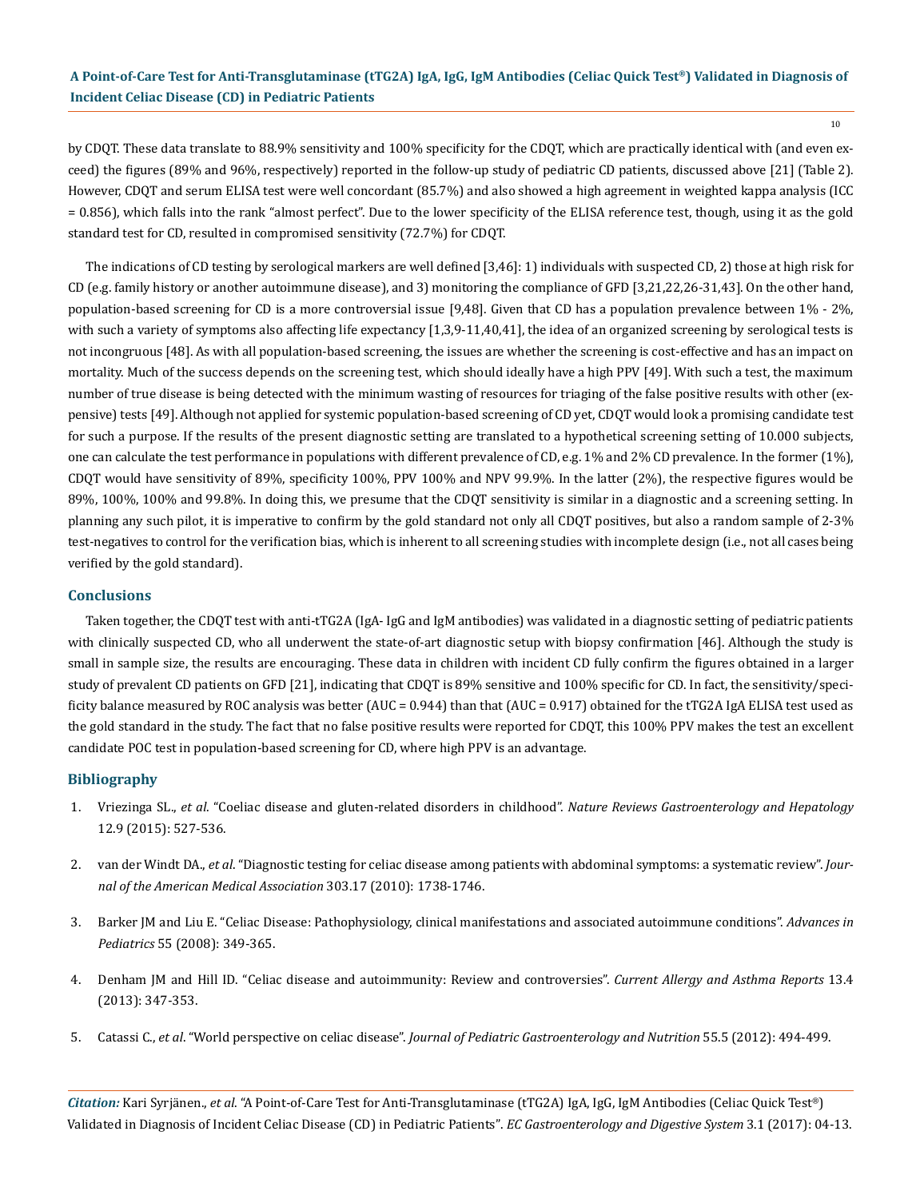by CDQT. These data translate to 88.9% sensitivity and 100% specificity for the CDQT, which are practically identical with (and even exceed) the figures (89% and 96%, respectively) reported in the follow-up study of pediatric CD patients, discussed above [21] (Table 2). However, CDQT and serum ELISA test were well concordant (85.7%) and also showed a high agreement in weighted kappa analysis (ICC = 0.856), which falls into the rank "almost perfect". Due to the lower specificity of the ELISA reference test, though, using it as the gold standard test for CD, resulted in compromised sensitivity (72.7%) for CDQT.

The indications of CD testing by serological markers are well defined [3,46]: 1) individuals with suspected CD, 2) those at high risk for CD (e.g. family history or another autoimmune disease), and 3) monitoring the compliance of GFD [3,21,22,26-31,43]. On the other hand, population-based screening for CD is a more controversial issue [9,48]. Given that CD has a population prevalence between 1% - 2%, with such a variety of symptoms also affecting life expectancy [1,3,9-11,40,41], the idea of an organized screening by serological tests is not incongruous [48]. As with all population-based screening, the issues are whether the screening is cost-effective and has an impact on mortality. Much of the success depends on the screening test, which should ideally have a high PPV [49]. With such a test, the maximum number of true disease is being detected with the minimum wasting of resources for triaging of the false positive results with other (expensive) tests [49]. Although not applied for systemic population-based screening of CD yet, CDQT would look a promising candidate test for such a purpose. If the results of the present diagnostic setting are translated to a hypothetical screening setting of 10.000 subjects, one can calculate the test performance in populations with different prevalence of CD, e.g. 1% and 2% CD prevalence. In the former (1%), CDQT would have sensitivity of 89%, specificity 100%, PPV 100% and NPV 99.9%. In the latter (2%), the respective figures would be 89%, 100%, 100% and 99.8%. In doing this, we presume that the CDQT sensitivity is similar in a diagnostic and a screening setting. In planning any such pilot, it is imperative to confirm by the gold standard not only all CDQT positives, but also a random sample of 2-3% test-negatives to control for the verification bias, which is inherent to all screening studies with incomplete design (i.e., not all cases being verified by the gold standard).

## Conclusions

Taken together, the CDQT test with anti-tTG2A (IgA- IgG and IgM antibodies) was validated in a diagnostic setting of pediatric patients with clinically suspected CD, who all underwent the state-of-art diagnostic setup with biopsy confirmation [46]. Although the study is small in sample size, the results are encouraging. These data in children with incident CD fully confirm the figures obtained in a larger study of prevalent CD patients on GFD [21], indicating that CDQT is 89% sensitive and 100% specific for CD. In fact, the sensitivity/specificity balance measured by ROC analysis was better (AUC = 0.944) than that (AUC = 0.917) obtained for the tTG2A IgA ELISA test used as the gold standard in the study. The fact that no false positive results were reported for CDQT, this 100% PPV makes the test an excellent candidate POC test in population-based screening for CD, where high PPV is an advantage.

## Bibliography

1. Vriezinga SL., *et al*. "Coeliac disease and gluten-related disorders in childhood". *Nature Reviews Gastroenterology and Hepatology* 12.9 (2015): 527-536.
2. van der Windt DA., *et al*. "Diagnostic testing for celiac disease among patients with abdominal symptoms: a systematic review". *Journal of the American Medical Association* 303.17 (2010): 1738-1746.
3. Barker JM and Liu E. "Celiac Disease: Pathophysiology, clinical manifestations and associated autoimmune conditions". *Advances in Pediatrics* 55 (2008): 349-365.
4. Denham JM and Hill ID. "Celiac disease and autoimmunity: Review and controversies". *Current Allergy and Asthma Reports* 13.4 (2013): 347-353.
5. Catassi C., *et al*. "World perspective on celiac disease". *Journal of Pediatric Gastroenterology and Nutrition* 55.5 (2012): 494-499.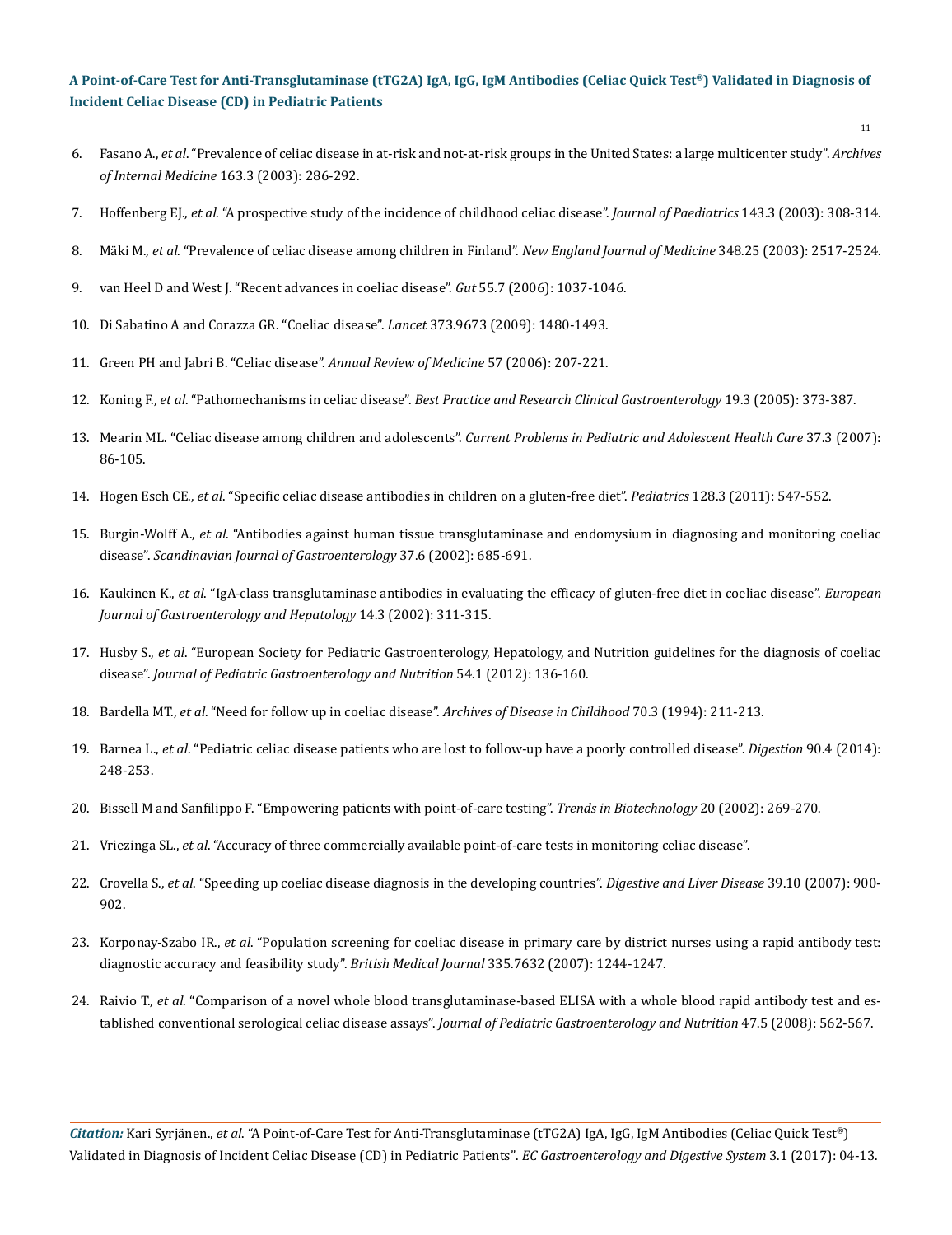6. Fasano A., *et al*. "Prevalence of celiac disease in at-risk and not-at-risk groups in the United States: a large multicenter study". *Archives of Internal Medicine* 163.3 (2003): 286-292.

7. Hoffenberg EJ., *et al*. "A prospective study of the incidence of childhood celiac disease". *Journal of Paediatrics* 143.3 (2003): 308-314.

8. Mäki M., *et al*. "Prevalence of celiac disease among children in Finland". *New England Journal of Medicine* 348.25 (2003): 2517-2524.

9. van Heel D and West J. "Recent advances in coeliac disease". *Gut* 55.7 (2006): 1037-1046.

10. Di Sabatino A and Corazza GR. "Coeliac disease". *Lancet* 373.9673 (2009): 1480-1493.

11. Green PH and Jabri B. "Celiac disease". *Annual Review of Medicine* 57 (2006): 207-221.

12. Koning F., *et al*. "Pathomechanisms in celiac disease". *Best Practice and Research Clinical Gastroenterology* 19.3 (2005): 373-387.

13. Mearin ML. "Celiac disease among children and adolescents". *Current Problems in Pediatric and Adolescent Health Care* 37.3 (2007): 86-105.

14. Hogen Esch CE., *et al*. "Specific celiac disease antibodies in children on a gluten-free diet". *Pediatrics* 128.3 (2011): 547-552.

15. Burgin-Wolff A., *et al*. "Antibodies against human tissue transglutaminase and endomysium in diagnosing and monitoring coeliac disease". *Scandinavian Journal of Gastroenterology* 37.6 (2002): 685-691.

16. Kaukinen K., *et al*. "IgA-class transglutaminase antibodies in evaluating the efficacy of gluten-free diet in coeliac disease". *European Journal of Gastroenterology and Hepatology* 14.3 (2002): 311-315.

17. Husby S., *et al*. "European Society for Pediatric Gastroenterology, Hepatology, and Nutrition guidelines for the diagnosis of coeliac disease". *Journal of Pediatric Gastroenterology and Nutrition* 54.1 (2012): 136-160.

18. Bardella MT., *et al*. "Need for follow up in coeliac disease". *Archives of Disease in Childhood* 70.3 (1994): 211-213.

19. Barnea L., *et al*. "Pediatric celiac disease patients who are lost to follow-up have a poorly controlled disease". *Digestion* 90.4 (2014): 248-253.

20. Bissell M and Sanfilippo F. "Empowering patients with point-of-care testing". *Trends in Biotechnology* 20 (2002): 269-270.

21. Vriezinga SL., *et al*. "Accuracy of three commercially available point-of-care tests in monitoring celiac disease".

22. Crovella S., *et al*. "Speeding up coeliac disease diagnosis in the developing countries". *Digestive and Liver Disease* 39.10 (2007): 900-902.

23. Korponay-Szabo IR., *et al*. "Population screening for coeliac disease in primary care by district nurses using a rapid antibody test: diagnostic accuracy and feasibility study". *British Medical Journal* 335.7632 (2007): 1244-1247.

24. Raivio T., *et al*. "Comparison of a novel whole blood transglutaminase-based ELISA with a whole blood rapid antibody test and established conventional serological celiac disease assays". *Journal of Pediatric Gastroenterology and Nutrition* 47.5 (2008): 562-567.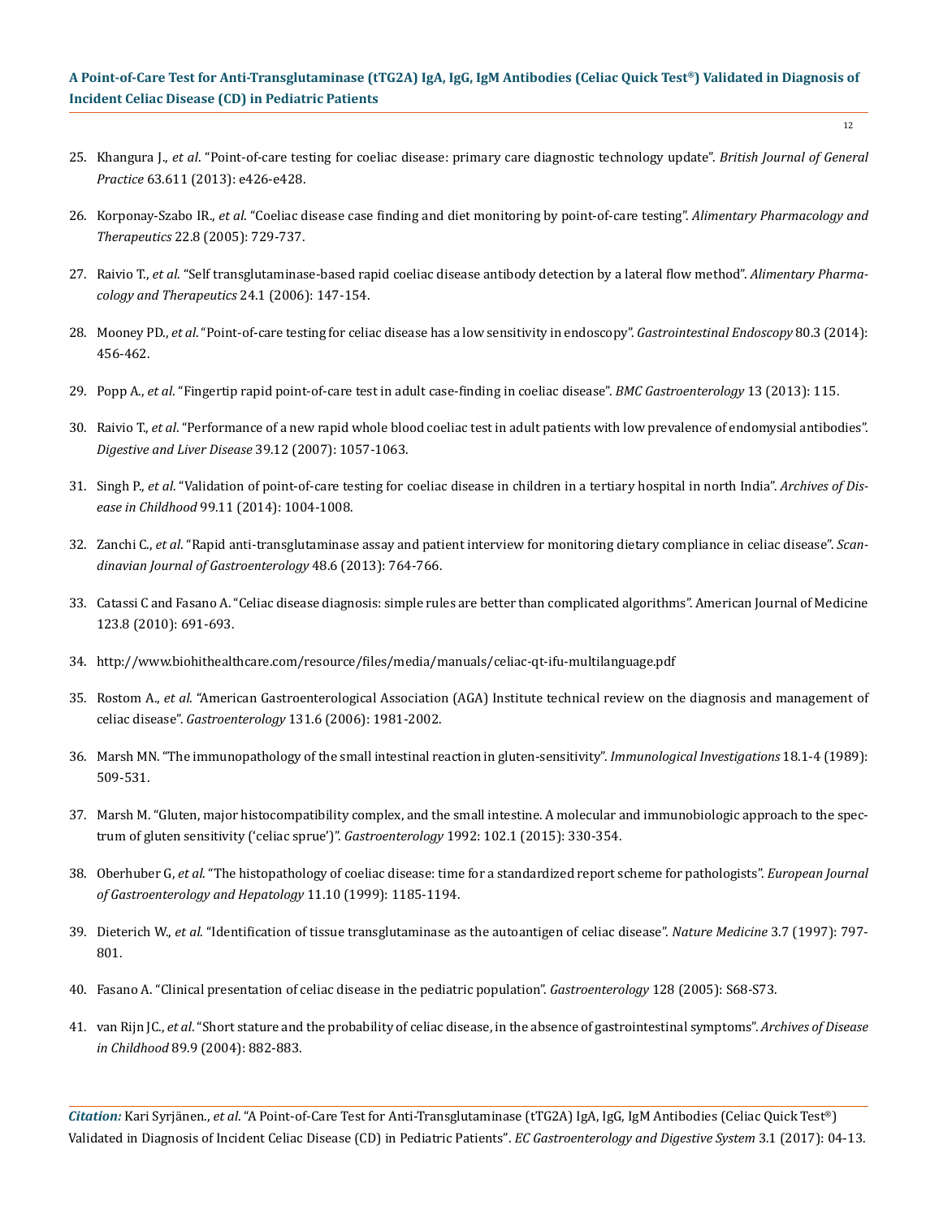25. Khangura J., *et al*. "Point-of-care testing for coeliac disease: primary care diagnostic technology update". *British Journal of General Practice* 63.611 (2013): e426-e428.

26. Korponay-Szabo IR., *et al*. "Coeliac disease case finding and diet monitoring by point-of-care testing". *Alimentary Pharmacology and Therapeutics* 22.8 (2005): 729-737.

27. Raivio T., *et al*. "Self transglutaminase-based rapid coeliac disease antibody detection by a lateral flow method". *Alimentary Pharmacology and Therapeutics* 24.1 (2006): 147-154.

28. Mooney PD., *et al*. "Point-of-care testing for celiac disease has a low sensitivity in endoscopy". *Gastrointestinal Endoscopy* 80.3 (2014): 456-462.

29. Popp A., *et al*. "Fingertip rapid point-of-care test in adult case-finding in coeliac disease". *BMC Gastroenterology* 13 (2013): 115.

30. Raivio T., *et al*. "Performance of a new rapid whole blood coeliac test in adult patients with low prevalence of endomysial antibodies". *Digestive and Liver Disease* 39.12 (2007): 1057-1063.

31. Singh P., *et al*. "Validation of point-of-care testing for coeliac disease in children in a tertiary hospital in north India". *Archives of Disease in Childhood* 99.11 (2014): 1004-1008.

32. Zanchi C., *et al*. "Rapid anti-transglutaminase assay and patient interview for monitoring dietary compliance in celiac disease". *Scandinavian Journal of Gastroenterology* 48.6 (2013): 764-766.

33. Catassi C and Fasano A. "Celiac disease diagnosis: simple rules are better than complicated algorithms". American Journal of Medicine 123.8 (2010): 691-693.

34. http://www.biohithealthcare.com/resource/files/media/manuals/celiac-qt-ifu-multilanguage.pdf

35. Rostom A., *et al*. "American Gastroenterological Association (AGA) Institute technical review on the diagnosis and management of celiac disease". *Gastroenterology* 131.6 (2006): 1981-2002.

36. Marsh MN. "The immunopathology of the small intestinal reaction in gluten-sensitivity". *Immunological Investigations* 18.1-4 (1989): 509-531.

37. Marsh M. "Gluten, major histocompatibility complex, and the small intestine. A molecular and immunobiologic approach to the spectrum of gluten sensitivity ('celiac sprue')". *Gastroenterology* 1992: 102.1 (2015): 330-354.

38. Oberhuber G, *et al*. "The histopathology of coeliac disease: time for a standardized report scheme for pathologists". *European Journal of Gastroenterology and Hepatology* 11.10 (1999): 1185-1194.

39. Dieterich W., *et al*. "Identification of tissue transglutaminase as the autoantigen of celiac disease". *Nature Medicine* 3.7 (1997): 797-801.

40. Fasano A. "Clinical presentation of celiac disease in the pediatric population". *Gastroenterology* 128 (2005): S68-S73.

41. van Rijn JC., *et al*. "Short stature and the probability of celiac disease, in the absence of gastrointestinal symptoms". *Archives of Disease in Childhood* 89.9 (2004): 882-883.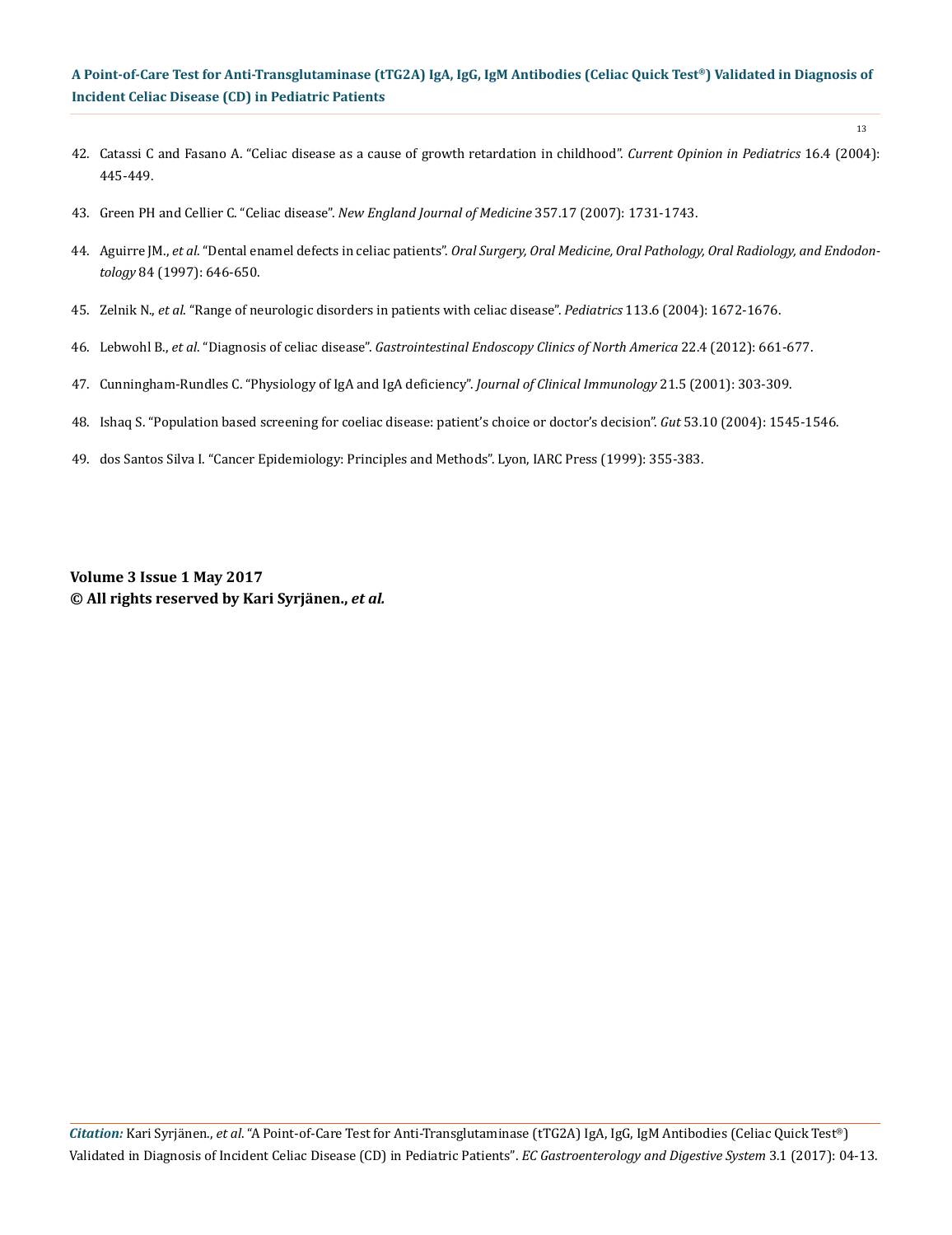42. Catassi C and Fasano A. "Celiac disease as a cause of growth retardation in childhood". *Current Opinion in Pediatrics* 16.4 (2004): 445-449.

43. Green PH and Cellier C. "Celiac disease". *New England Journal of Medicine* 357.17 (2007): 1731-1743.

44. Aguirre JM., *et al.* "Dental enamel defects in celiac patients". *Oral Surgery, Oral Medicine, Oral Pathology, Oral Radiology, and Endodontology* 84 (1997): 646-650.

45. Zelnik N., *et al.* "Range of neurologic disorders in patients with celiac disease". *Pediatrics* 113.6 (2004): 1672-1676.

46. Lebwohl B., *et al.* "Diagnosis of celiac disease". *Gastrointestinal Endoscopy Clinics of North America* 22.4 (2012): 661-677.

47. Cunningham-Rundles C. "Physiology of IgA and IgA deficiency". *Journal of Clinical Immunology* 21.5 (2001): 303-309.

48. Ishaq S. "Population based screening for coeliac disease: patient's choice or doctor's decision". *Gut* 53.10 (2004): 1545-1546.

49. dos Santos Silva I. "Cancer Epidemiology: Principles and Methods". Lyon, IARC Press (1999): 355-383.

**Volume 3 Issue 1 May 2017**
**© All rights reserved by Kari Syrjänen., *et al.***